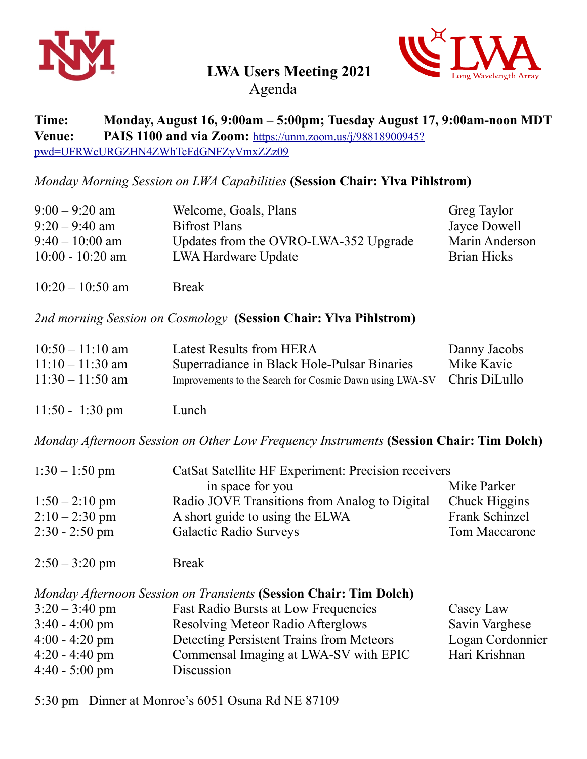# LWA Users Meeting 2021

Agenda

**Time:** **Monday, August 16, 9:00am – 5:00pm; Tuesday August 17, 9:00am-noon MDT**

**Venue:** **PAIS 1100 and via Zoom:** https://unm.zoom.us/j/98818900945?pwd=UFRWcURGZHN4ZWhTcFdGNFZyVmxZZz09

*Monday Morning Session on LWA Capabilities* **(Session Chair: Ylva Pihlstrom)**

| | | |
|---|---|---|
| 9:00 – 9:20 am | Welcome, Goals, Plans | Greg Taylor |
| 9:20 – 9:40 am | Bifrost Plans | Jayce Dowell |
| 9:40 – 10:00 am | Updates from the OVRO-LWA-352 Upgrade | Marin Anderson |
| 10:00 - 10:20 am | LWA Hardware Update | Brian Hicks |
| 10:20 – 10:50 am | Break | |

*2nd morning Session on Cosmology* **(Session Chair: Ylva Pihlstrom)**

| | | |
|---|---|---|
| 10:50 – 11:10 am | Latest Results from HERA | Danny Jacobs |
| 11:10 – 11:30 am | Superradiance in Black Hole-Pulsar Binaries | Mike Kavic |
| 11:30 – 11:50 am | Improvements to the Search for Cosmic Dawn using LWA-SV | Chris DiLullo |
| 11:50 - 1:30 pm | Lunch | |

*Monday Afternoon Session on Other Low Frequency Instruments* **(Session Chair: Tim Dolch)**

| | | |
|---|---|---|
| 1:30 – 1:50 pm | CatSat Satellite HF Experiment: Precision receivers in space for you | Mike Parker |
| 1:50 – 2:10 pm | Radio JOVE Transitions from Analog to Digital | Chuck Higgins |
| 2:10 – 2:30 pm | A short guide to using the ELWA | Frank Schinzel |
| 2:30 - 2:50 pm | Galactic Radio Surveys | Tom Maccarone |
| 2:50 – 3:20 pm | Break | |

*Monday Afternoon Session on Transients* **(Session Chair: Tim Dolch)**

| | | |
|---|---|---|
| 3:20 – 3:40 pm | Fast Radio Bursts at Low Frequencies | Casey Law |
| 3:40 - 4:00 pm | Resolving Meteor Radio Afterglows | Savin Varghese |
| 4:00 - 4:20 pm | Detecting Persistent Trains from Meteors | Logan Cordonnier |
| 4:20 - 4:40 pm | Commensal Imaging at LWA-SV with EPIC | Hari Krishnan |
| 4:40 - 5:00 pm | Discussion | |

5:30 pm Dinner at Monroe's 6051 Osuna Rd NE 87109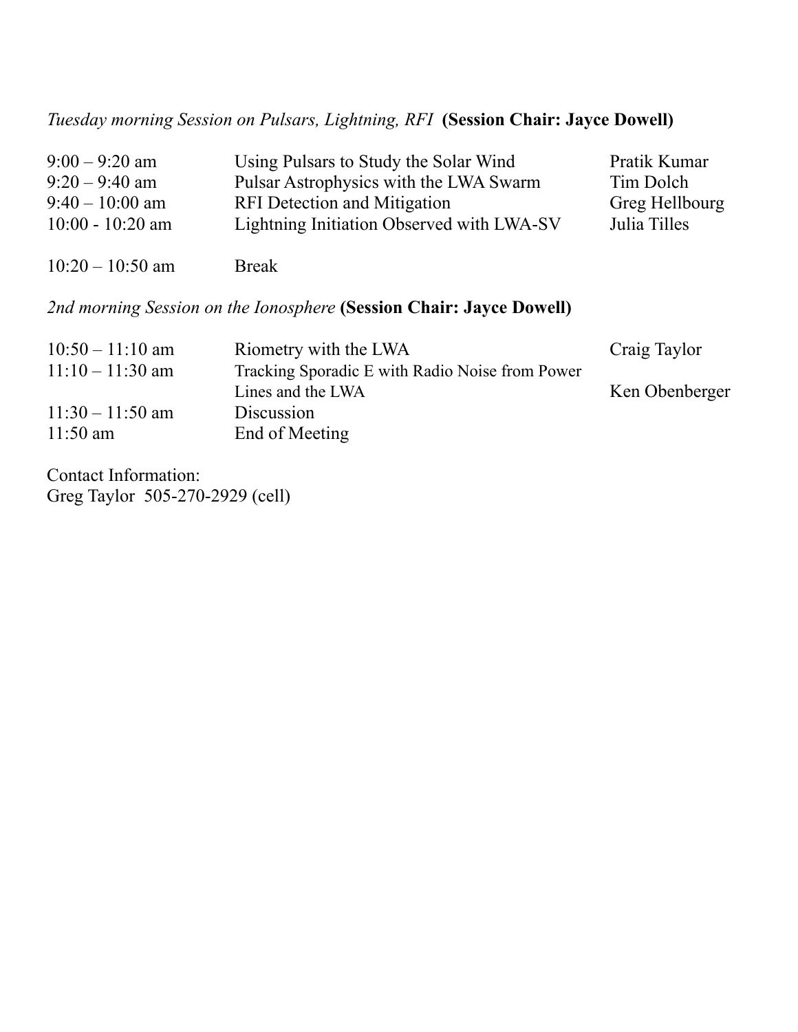*Tuesday morning Session on Pulsars, Lightning, RFI* **(Session Chair: Jayce Dowell)**

| | | |
|---|---|---|
| 9:00 – 9:20 am | Using Pulsars to Study the Solar Wind | Pratik Kumar |
| 9:20 – 9:40 am | Pulsar Astrophysics with the LWA Swarm | Tim Dolch |
| 9:40 – 10:00 am | RFI Detection and Mitigation | Greg Hellbourg |
| 10:00 - 10:20 am | Lightning Initiation Observed with LWA-SV | Julia Tilles |
| 10:20 – 10:50 am | Break | |

*2nd morning Session on the Ionosphere* **(Session Chair: Jayce Dowell)**

| | | |
|---|---|---|
| 10:50 – 11:10 am | Riometry with the LWA | Craig Taylor |
| 11:10 – 11:30 am | Tracking Sporadic E with Radio Noise from Power Lines and the LWA | Ken Obenberger |
| 11:30 – 11:50 am | Discussion | |
| 11:50 am | End of Meeting | |

Contact Information:
Greg Taylor 505-270-2929 (cell)